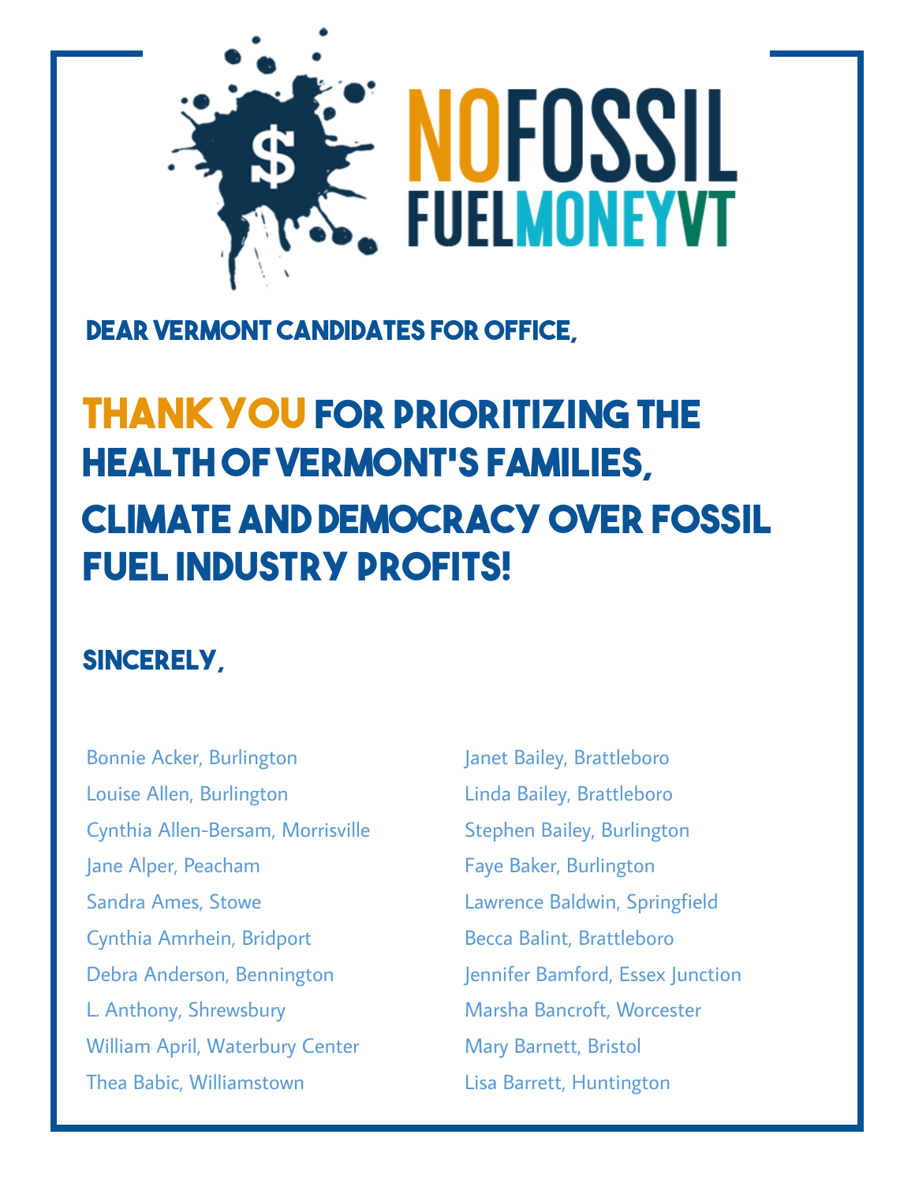# NO FOSSIL FUEL MONEY VT

## DEAR VERMONT CANDIDATES FOR OFFICE,

# THANK YOU FOR PRIORITIZING THE HEALTH OF VERMONT'S FAMILIES, CLIMATE AND DEMOCRACY OVER FOSSIL FUEL INDUSTRY PROFITS!

## SINCERELY,

Bonnie Acker, Burlington
Louise Allen, Burlington
Cynthia Allen-Bersam, Morrisville
Jane Alper, Peacham
Sandra Ames, Stowe
Cynthia Amrhein, Bridport
Debra Anderson, Bennington
L. Anthony, Shrewsbury
William April, Waterbury Center
Thea Babic, Williamstown
Janet Bailey, Brattleboro
Linda Bailey, Brattleboro
Stephen Bailey, Burlington
Faye Baker, Burlington
Lawrence Baldwin, Springfield
Becca Balint, Brattleboro
Jennifer Bamford, Essex Junction
Marsha Bancroft, Worcester
Mary Barnett, Bristol
Lisa Barrett, Huntington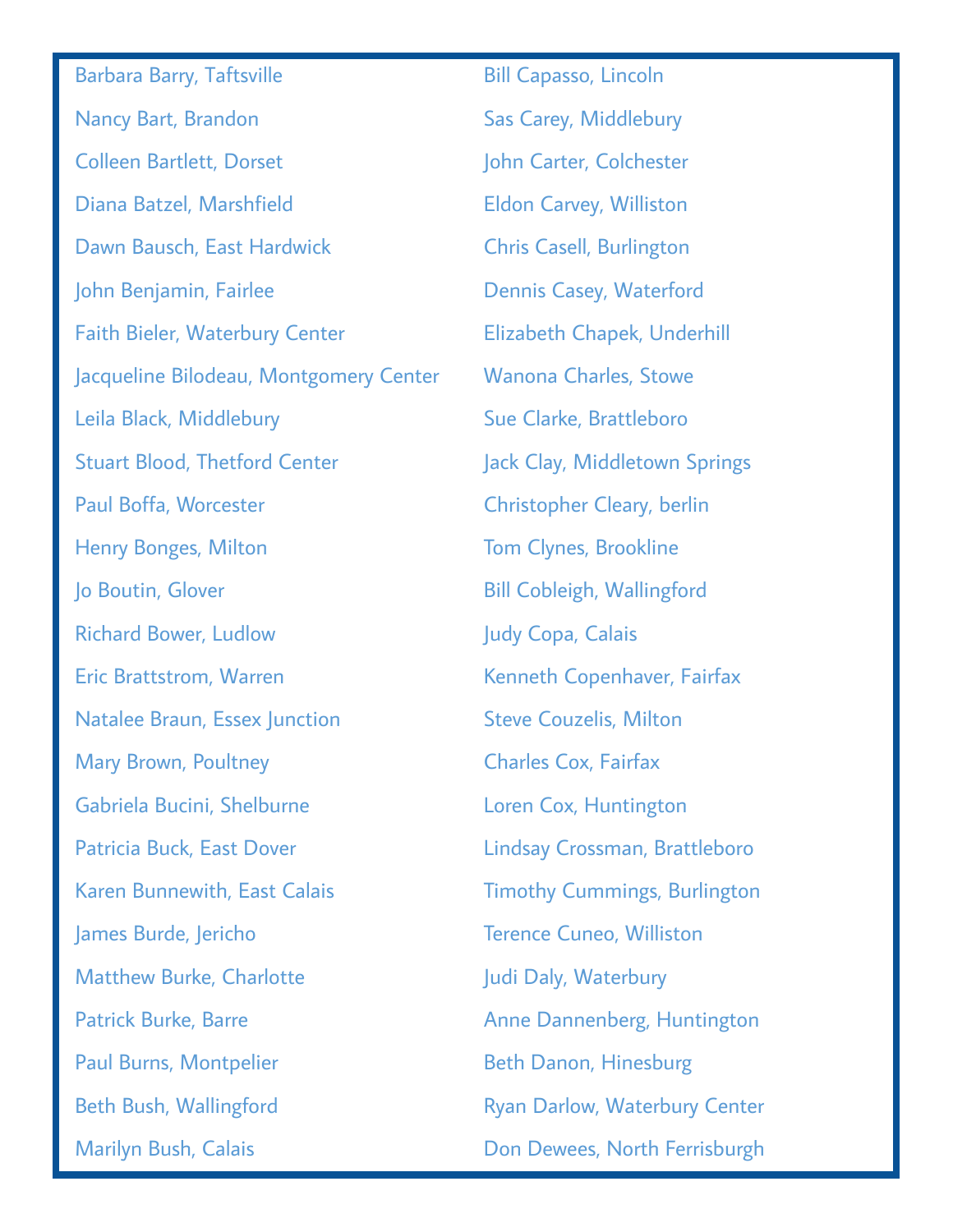Barbara Barry, Taftsville

Nancy Bart, Brandon

Colleen Bartlett, Dorset

Diana Batzel, Marshfield

Dawn Bausch, East Hardwick

John Benjamin, Fairlee

Faith Bieler, Waterbury Center

Jacqueline Bilodeau, Montgomery Center

Leila Black, Middlebury

Stuart Blood, Thetford Center

Paul Boffa, Worcester

Henry Bonges, Milton

Jo Boutin, Glover

Richard Bower, Ludlow

Eric Brattstrom, Warren

Natalee Braun, Essex Junction

Mary Brown, Poultney

Gabriela Bucini, Shelburne

Patricia Buck, East Dover

Karen Bunnewith, East Calais

James Burde, Jericho

Matthew Burke, Charlotte

Patrick Burke, Barre

Paul Burns, Montpelier

Beth Bush, Wallingford

Marilyn Bush, Calais

Bill Capasso, Lincoln

Sas Carey, Middlebury

John Carter, Colchester

Eldon Carvey, Williston

Chris Casell, Burlington

Dennis Casey, Waterford

Elizabeth Chapek, Underhill

Wanona Charles, Stowe

Sue Clarke, Brattleboro

Jack Clay, Middletown Springs

Christopher Cleary, berlin

Tom Clynes, Brookline

Bill Cobleigh, Wallingford

Judy Copa, Calais

Kenneth Copenhaver, Fairfax

Steve Couzelis, Milton

Charles Cox, Fairfax

Loren Cox, Huntington

Lindsay Crossman, Brattleboro

Timothy Cummings, Burlington

Terence Cuneo, Williston

Judi Daly, Waterbury

Anne Dannenberg, Huntington

Beth Danon, Hinesburg

Ryan Darlow, Waterbury Center

Don Dewees, North Ferrisburgh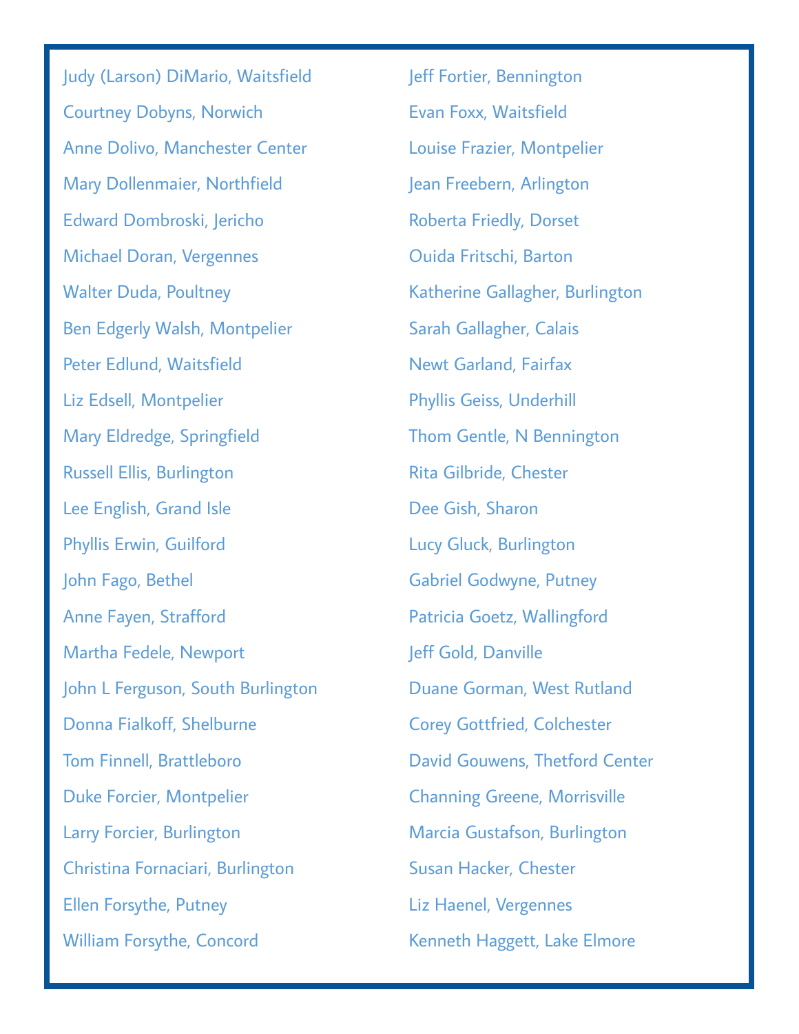Judy (Larson) DiMario, Waitsfield

Courtney Dobyns, Norwich

Anne Dolivo, Manchester Center

Mary Dollenmaier, Northfield

Edward Dombroski, Jericho

Michael Doran, Vergennes

Walter Duda, Poultney

Ben Edgerly Walsh, Montpelier

Peter Edlund, Waitsfield

Liz Edsell, Montpelier

Mary Eldredge, Springfield

Russell Ellis, Burlington

Lee English, Grand Isle

Phyllis Erwin, Guilford

John Fago, Bethel

Anne Fayen, Strafford

Martha Fedele, Newport

John L Ferguson, South Burlington

Donna Fialkoff, Shelburne

Tom Finnell, Brattleboro

Duke Forcier, Montpelier

Larry Forcier, Burlington

Christina Fornaciari, Burlington

Ellen Forsythe, Putney

William Forsythe, Concord

Jeff Fortier, Bennington

Evan Foxx, Waitsfield

Louise Frazier, Montpelier

Jean Freebern, Arlington

Roberta Friedly, Dorset

Ouida Fritschi, Barton

Katherine Gallagher, Burlington

Sarah Gallagher, Calais

Newt Garland, Fairfax

Phyllis Geiss, Underhill

Thom Gentle, N Bennington

Rita Gilbride, Chester

Dee Gish, Sharon

Lucy Gluck, Burlington

Gabriel Godwyne, Putney

Patricia Goetz, Wallingford

Jeff Gold, Danville

Duane Gorman, West Rutland

Corey Gottfried, Colchester

David Gouwens, Thetford Center

Channing Greene, Morrisville

Marcia Gustafson, Burlington

Susan Hacker, Chester

Liz Haenel, Vergennes

Kenneth Haggett, Lake Elmore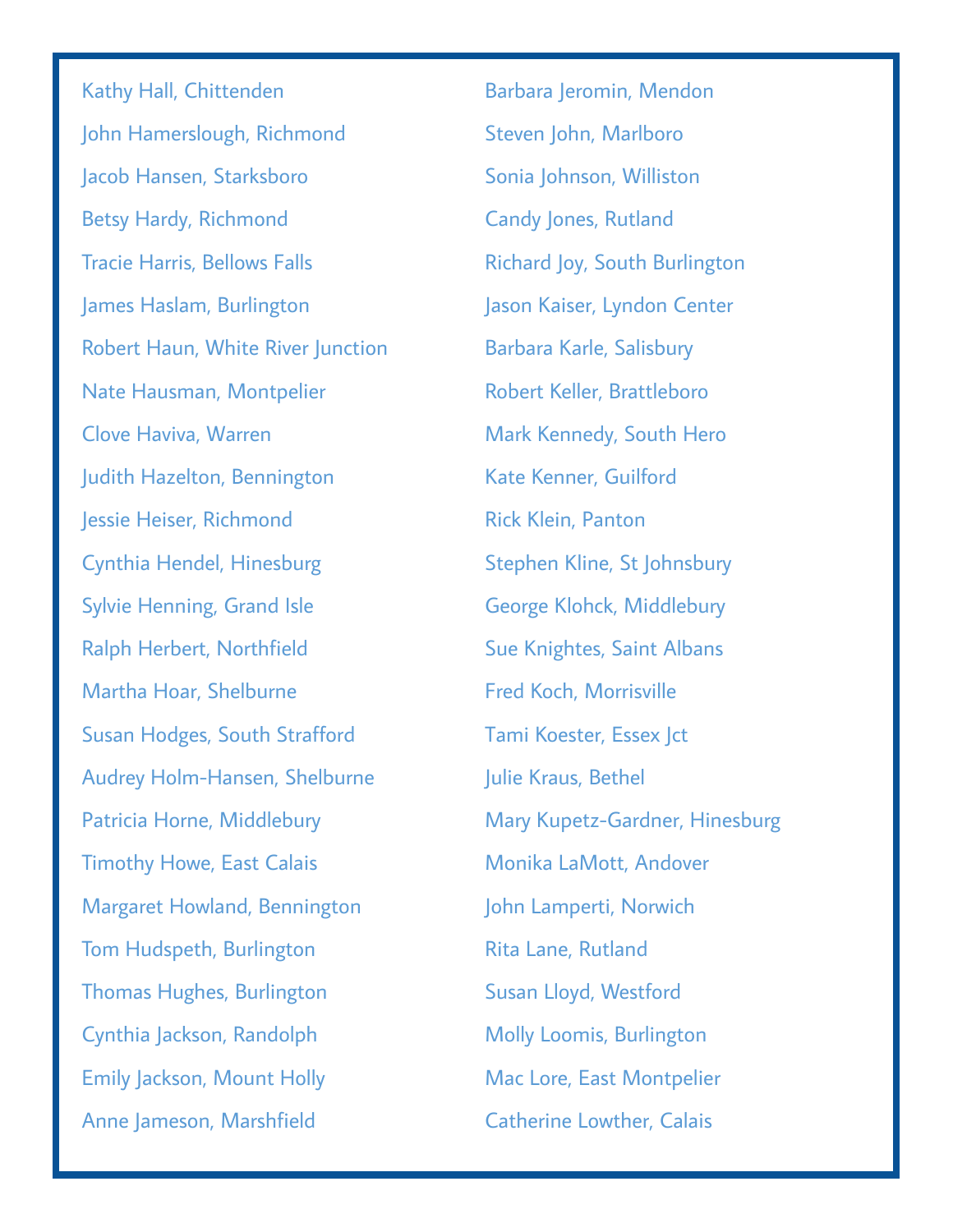Kathy Hall, Chittenden

John Hamerslough, Richmond

Jacob Hansen, Starksboro

Betsy Hardy, Richmond

Tracie Harris, Bellows Falls

James Haslam, Burlington

Robert Haun, White River Junction

Nate Hausman, Montpelier

Clove Haviva, Warren

Judith Hazelton, Bennington

Jessie Heiser, Richmond

Cynthia Hendel, Hinesburg

Sylvie Henning, Grand Isle

Ralph Herbert, Northfield

Martha Hoar, Shelburne

Susan Hodges, South Strafford

Audrey Holm-Hansen, Shelburne

Patricia Horne, Middlebury

Timothy Howe, East Calais

Margaret Howland, Bennington

Tom Hudspeth, Burlington

Thomas Hughes, Burlington

Cynthia Jackson, Randolph

Emily Jackson, Mount Holly

Anne Jameson, Marshfield

Barbara Jeromin, Mendon

Steven John, Marlboro

Sonia Johnson, Williston

Candy Jones, Rutland

Richard Joy, South Burlington

Jason Kaiser, Lyndon Center

Barbara Karle, Salisbury

Robert Keller, Brattleboro

Mark Kennedy, South Hero

Kate Kenner, Guilford

Rick Klein, Panton

Stephen Kline, St Johnsbury

George Klohck, Middlebury

Sue Knightes, Saint Albans

Fred Koch, Morrisville

Tami Koester, Essex Jct

Julie Kraus, Bethel

Mary Kupetz-Gardner, Hinesburg

Monika LaMott, Andover

John Lamperti, Norwich

Rita Lane, Rutland

Susan Lloyd, Westford

Molly Loomis, Burlington

Mac Lore, East Montpelier

Catherine Lowther, Calais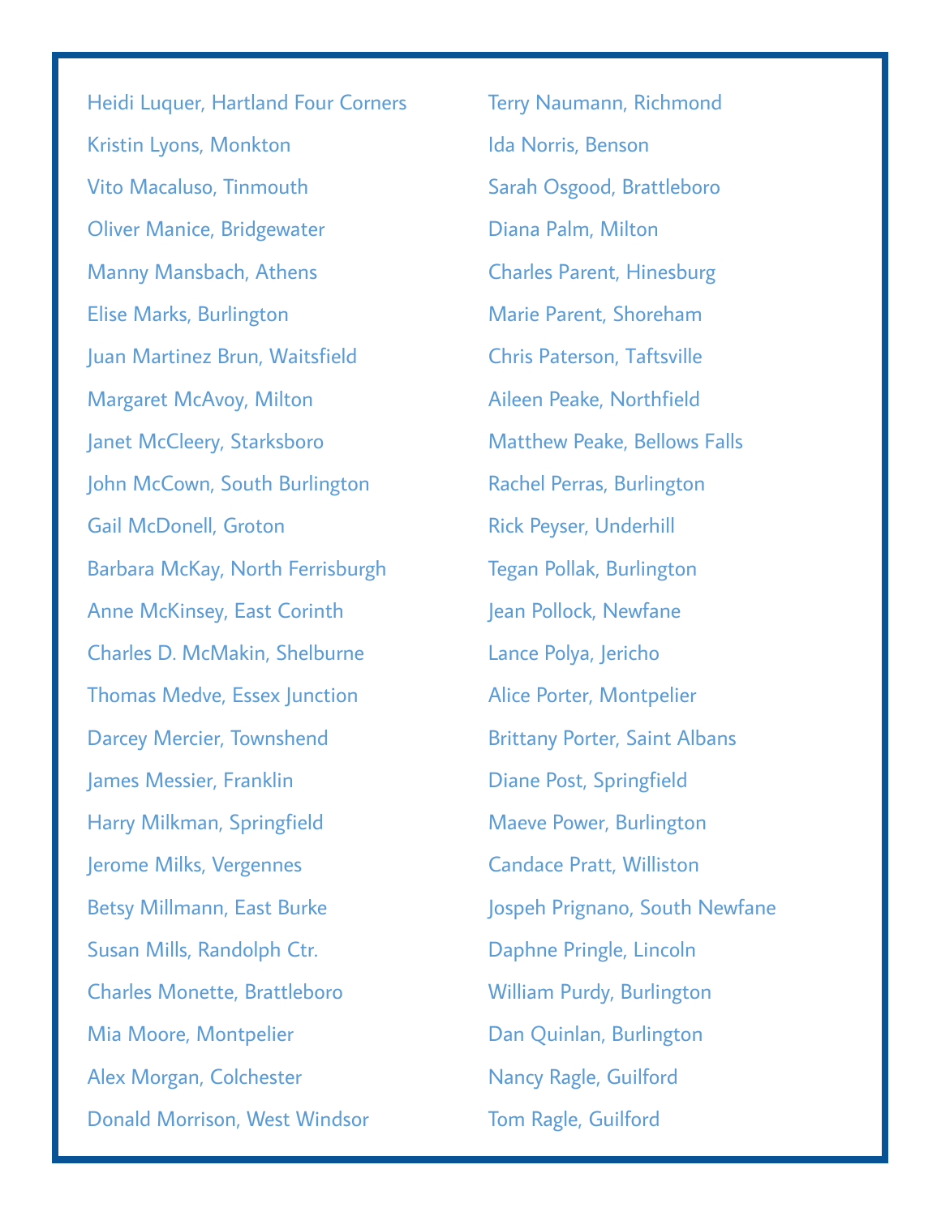Heidi Luquer, Hartland Four Corners

Kristin Lyons, Monkton

Vito Macaluso, Tinmouth

Oliver Manice, Bridgewater

Manny Mansbach, Athens

Elise Marks, Burlington

Juan Martinez Brun, Waitsfield

Margaret McAvoy, Milton

Janet McCleery, Starksboro

John McCown, South Burlington

Gail McDonell, Groton

Barbara McKay, North Ferrisburgh

Anne McKinsey, East Corinth

Charles D. McMakin, Shelburne

Thomas Medve, Essex Junction

Darcey Mercier, Townshend

James Messier, Franklin

Harry Milkman, Springfield

Jerome Milks, Vergennes

Betsy Millmann, East Burke

Susan Mills, Randolph Ctr.

Charles Monette, Brattleboro

Mia Moore, Montpelier

Alex Morgan, Colchester

Donald Morrison, West Windsor

Terry Naumann, Richmond

Ida Norris, Benson

Sarah Osgood, Brattleboro

Diana Palm, Milton

Charles Parent, Hinesburg

Marie Parent, Shoreham

Chris Paterson, Taftsville

Aileen Peake, Northfield

Matthew Peake, Bellows Falls

Rachel Perras, Burlington

Rick Peyser, Underhill

Tegan Pollak, Burlington

Jean Pollock, Newfane

Lance Polya, Jericho

Alice Porter, Montpelier

Brittany Porter, Saint Albans

Diane Post, Springfield

Maeve Power, Burlington

Candace Pratt, Williston

Jospeph Prignano, South Newfane

Daphne Pringle, Lincoln

William Purdy, Burlington

Dan Quinlan, Burlington

Nancy Ragle, Guilford

Tom Ragle, Guilford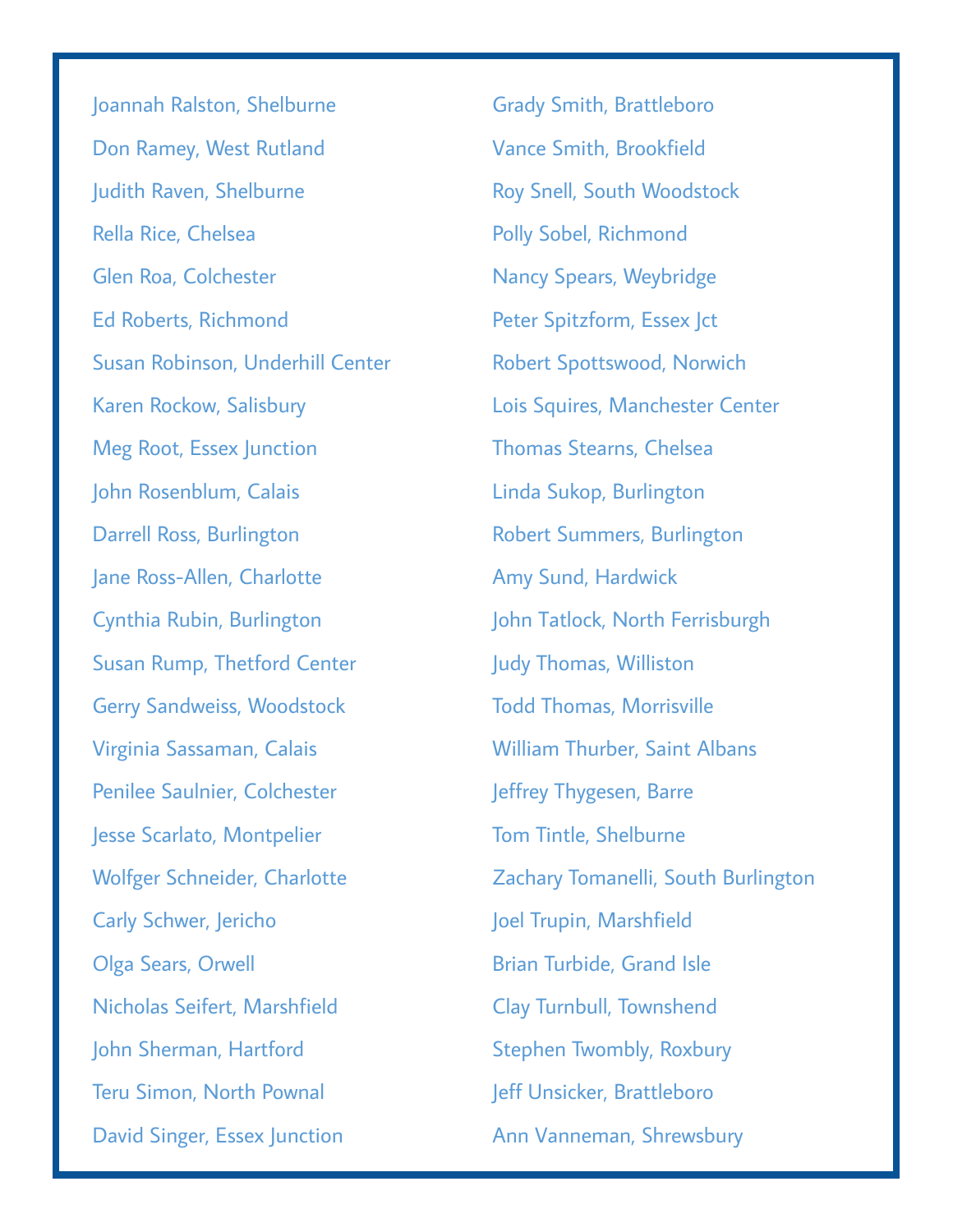Joannah Ralston, Shelburne

Don Ramey, West Rutland

Judith Raven, Shelburne

Rella Rice, Chelsea

Glen Roa, Colchester

Ed Roberts, Richmond

Susan Robinson, Underhill Center

Karen Rockow, Salisbury

Meg Root, Essex Junction

John Rosenblum, Calais

Darrell Ross, Burlington

Jane Ross-Allen, Charlotte

Cynthia Rubin, Burlington

Susan Rump, Thetford Center

Gerry Sandweiss, Woodstock

Virginia Sassaman, Calais

Penilee Saulnier, Colchester

Jesse Scarlato, Montpelier

Wolfger Schneider, Charlotte

Carly Schwer, Jericho

Olga Sears, Orwell

Nicholas Seifert, Marshfield

John Sherman, Hartford

Teru Simon, North Pownal

David Singer, Essex Junction

Grady Smith, Brattleboro

Vance Smith, Brookfield

Roy Snell, South Woodstock

Polly Sobel, Richmond

Nancy Spears, Weybridge

Peter Spitzform, Essex Jct

Robert Spottswood, Norwich

Lois Squires, Manchester Center

Thomas Stearns, Chelsea

Linda Sukop, Burlington

Robert Summers, Burlington

Amy Sund, Hardwick

John Tatlock, North Ferrisburgh

Judy Thomas, Williston

Todd Thomas, Morrisville

William Thurber, Saint Albans

Jeffrey Thygesen, Barre

Tom Tintle, Shelburne

Zachary Tomanelli, South Burlington

Joel Trupin, Marshfield

Brian Turbide, Grand Isle

Clay Turnbull, Townshend

Stephen Twombly, Roxbury

Jeff Unsicker, Brattleboro

Ann Vanneman, Shrewsbury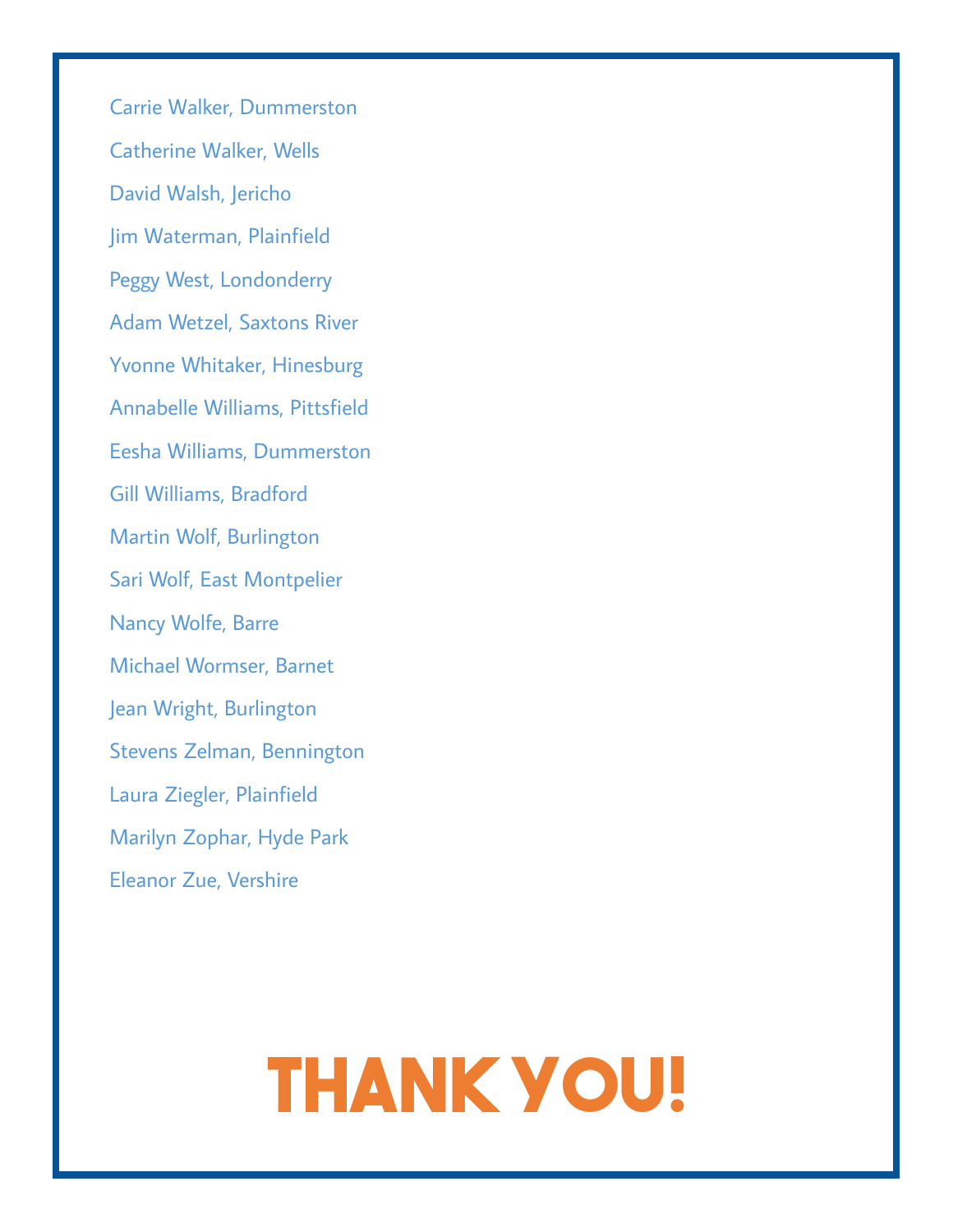Carrie Walker, Dummerston

Catherine Walker, Wells

David Walsh, Jericho

Jim Waterman, Plainfield

Peggy West, Londonderry

Adam Wetzel, Saxtons River

Yvonne Whitaker, Hinesburg

Annabelle Williams, Pittsfield

Eesha Williams, Dummerston

Gill Williams, Bradford

Martin Wolf, Burlington

Sari Wolf, East Montpelier

Nancy Wolfe, Barre

Michael Wormser, Barnet

Jean Wright, Burlington

Stevens Zelman, Bennington

Laura Ziegler, Plainfield

Marilyn Zophar, Hyde Park

Eleanor Zue, Vershire

# THANK YOU!